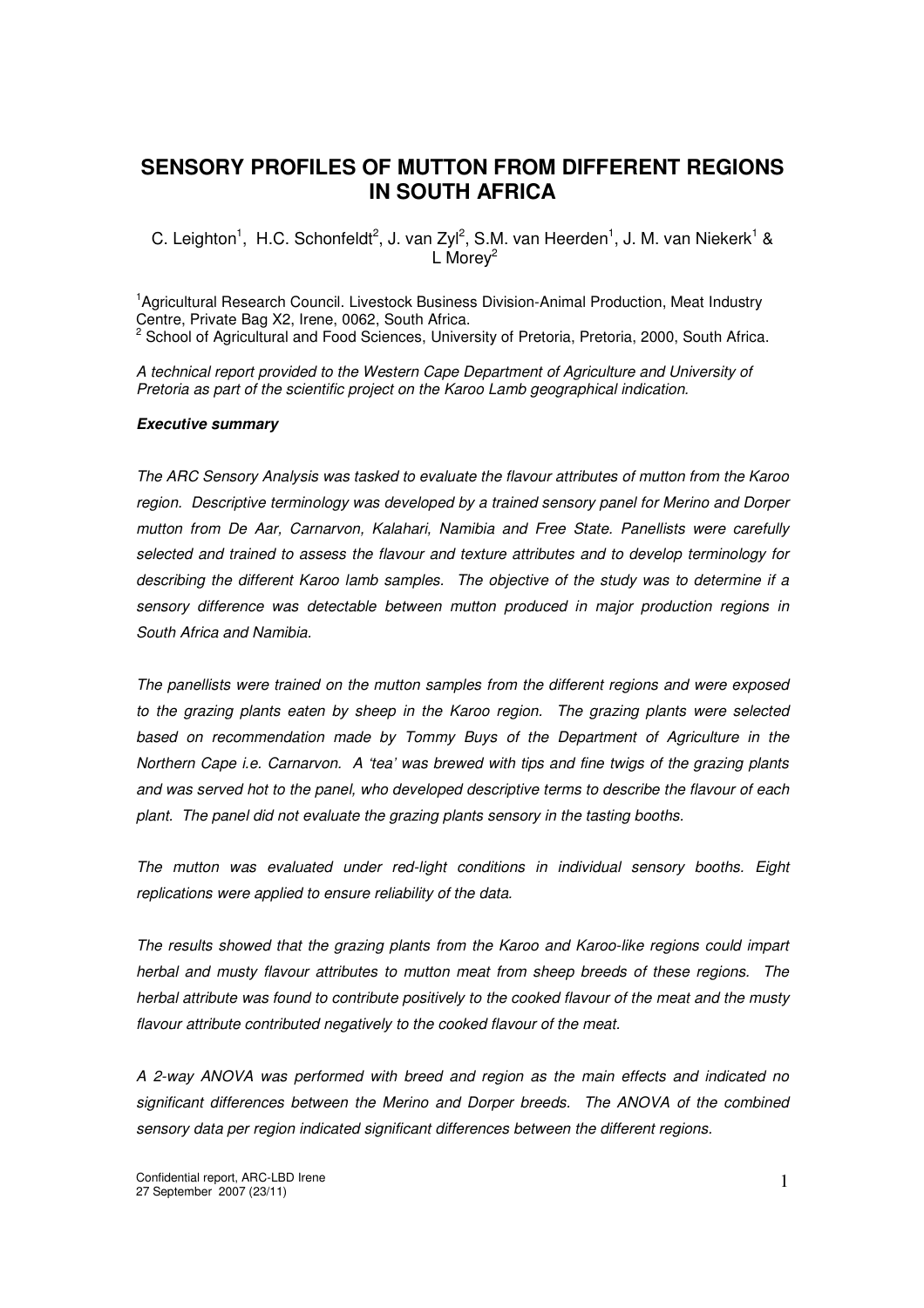# SENSORY PROFILES OF MUTTON FROM DIFFERENT REGIONS IN SOUTH AFRICA

C. Leighton[1], H.C. Schonfeldt[2], J. van Zyl[2], S.M. van Heerden[1], J. M. van Niekerk[1] & L Morey[2]

[1]Agricultural Research Council. Livestock Business Division-Animal Production, Meat Industry Centre, Private Bag X2, Irene, 0062, South Africa.
[2] School of Agricultural and Food Sciences, University of Pretoria, Pretoria, 2000, South Africa.

*A technical report provided to the Western Cape Department of Agriculture and University of Pretoria as part of the scientific project on the Karoo Lamb geographical indication.*

***Executive summary***

*The ARC Sensory Analysis was tasked to evaluate the flavour attributes of mutton from the Karoo region. Descriptive terminology was developed by a trained sensory panel for Merino and Dorper mutton from De Aar, Carnarvon, Kalahari, Namibia and Free State. Panellists were carefully selected and trained to assess the flavour and texture attributes and to develop terminology for describing the different Karoo lamb samples. The objective of the study was to determine if a sensory difference was detectable between mutton produced in major production regions in South Africa and Namibia.*

*The panellists were trained on the mutton samples from the different regions and were exposed to the grazing plants eaten by sheep in the Karoo region. The grazing plants were selected based on recommendation made by Tommy Buys of the Department of Agriculture in the Northern Cape i.e. Carnarvon. A 'tea' was brewed with tips and fine twigs of the grazing plants and was served hot to the panel, who developed descriptive terms to describe the flavour of each plant. The panel did not evaluate the grazing plants sensory in the tasting booths.*

*The mutton was evaluated under red-light conditions in individual sensory booths. Eight replications were applied to ensure reliability of the data.*

*The results showed that the grazing plants from the Karoo and Karoo-like regions could impart herbal and musty flavour attributes to mutton meat from sheep breeds of these regions. The herbal attribute was found to contribute positively to the cooked flavour of the meat and the musty flavour attribute contributed negatively to the cooked flavour of the meat.*

*A 2-way ANOVA was performed with breed and region as the main effects and indicated no significant differences between the Merino and Dorper breeds. The ANOVA of the combined sensory data per region indicated significant differences between the different regions.*

Confidential report, ARC-LBD Irene
27 September 2007 (23/11)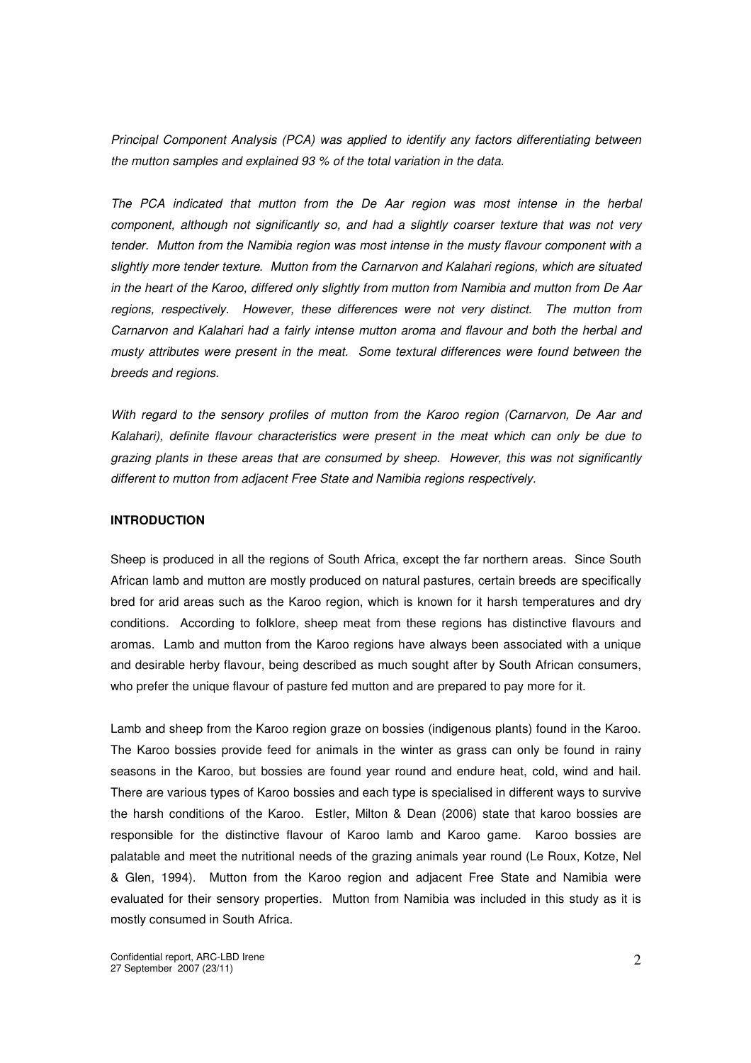*Principal Component Analysis (PCA) was applied to identify any factors differentiating between the mutton samples and explained 93 % of the total variation in the data.*

*The PCA indicated that mutton from the De Aar region was most intense in the herbal component, although not significantly so, and had a slightly coarser texture that was not very tender. Mutton from the Namibia region was most intense in the musty flavour component with a slightly more tender texture. Mutton from the Carnarvon and Kalahari regions, which are situated in the heart of the Karoo, differed only slightly from mutton from Namibia and mutton from De Aar regions, respectively. However, these differences were not very distinct. The mutton from Carnarvon and Kalahari had a fairly intense mutton aroma and flavour and both the herbal and musty attributes were present in the meat. Some textural differences were found between the breeds and regions.*

*With regard to the sensory profiles of mutton from the Karoo region (Carnarvon, De Aar and Kalahari), definite flavour characteristics were present in the meat which can only be due to grazing plants in these areas that are consumed by sheep. However, this was not significantly different to mutton from adjacent Free State and Namibia regions respectively.*

## INTRODUCTION

Sheep is produced in all the regions of South Africa, except the far northern areas. Since South African lamb and mutton are mostly produced on natural pastures, certain breeds are specifically bred for arid areas such as the Karoo region, which is known for it harsh temperatures and dry conditions. According to folklore, sheep meat from these regions has distinctive flavours and aromas. Lamb and mutton from the Karoo regions have always been associated with a unique and desirable herby flavour, being described as much sought after by South African consumers, who prefer the unique flavour of pasture fed mutton and are prepared to pay more for it.

Lamb and sheep from the Karoo region graze on bossies (indigenous plants) found in the Karoo. The Karoo bossies provide feed for animals in the winter as grass can only be found in rainy seasons in the Karoo, but bossies are found year round and endure heat, cold, wind and hail. There are various types of Karoo bossies and each type is specialised in different ways to survive the harsh conditions of the Karoo. Estler, Milton & Dean (2006) state that karoo bossies are responsible for the distinctive flavour of Karoo lamb and Karoo game. Karoo bossies are palatable and meet the nutritional needs of the grazing animals year round (Le Roux, Kotze, Nel & Glen, 1994). Mutton from the Karoo region and adjacent Free State and Namibia were evaluated for their sensory properties. Mutton from Namibia was included in this study as it is mostly consumed in South Africa.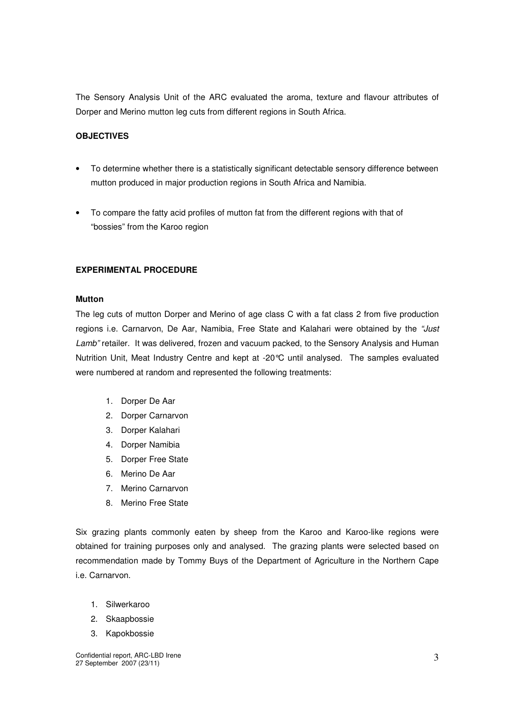The Sensory Analysis Unit of the ARC evaluated the aroma, texture and flavour attributes of Dorper and Merino mutton leg cuts from different regions in South Africa.

**OBJECTIVES**

- To determine whether there is a statistically significant detectable sensory difference between mutton produced in major production regions in South Africa and Namibia.
- To compare the fatty acid profiles of mutton fat from the different regions with that of "bossies" from the Karoo region

**EXPERIMENTAL PROCEDURE**

**Mutton**

The leg cuts of mutton Dorper and Merino of age class C with a fat class 2 from five production regions i.e. Carnarvon, De Aar, Namibia, Free State and Kalahari were obtained by the *"Just Lamb"* retailer. It was delivered, frozen and vacuum packed, to the Sensory Analysis and Human Nutrition Unit, Meat Industry Centre and kept at -20°C until analysed. The samples evaluated were numbered at random and represented the following treatments:

1. Dorper De Aar
2. Dorper Carnarvon
3. Dorper Kalahari
4. Dorper Namibia
5. Dorper Free State
6. Merino De Aar
7. Merino Carnarvon
8. Merino Free State

Six grazing plants commonly eaten by sheep from the Karoo and Karoo-like regions were obtained for training purposes only and analysed. The grazing plants were selected based on recommendation made by Tommy Buys of the Department of Agriculture in the Northern Cape i.e. Carnarvon.

1. Silwerkaroo
2. Skaapbossie
3. Kapokbossie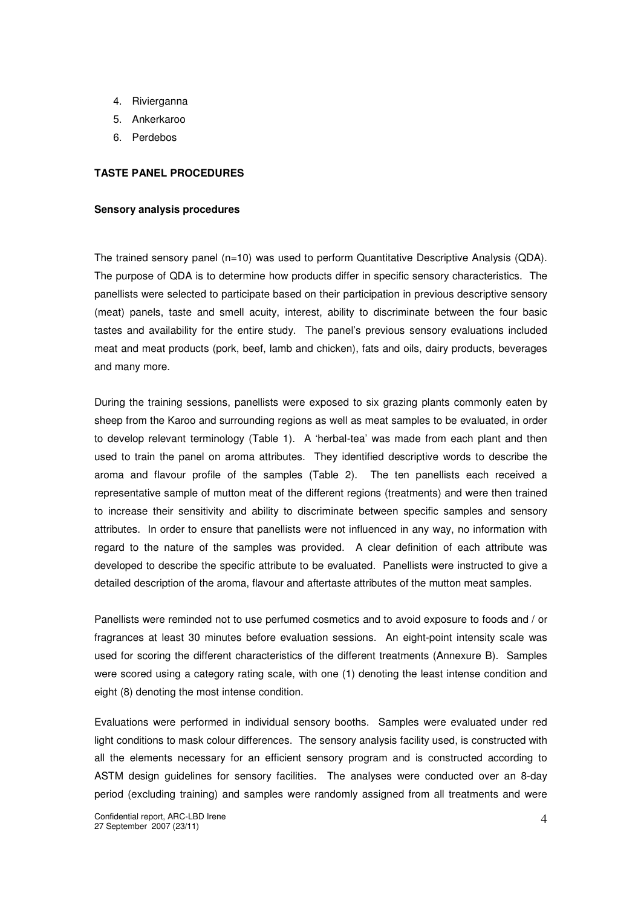4. Rivierganna
5. Ankerkaroo
6. Perdebos

**TASTE PANEL PROCEDURES**

**Sensory analysis procedures**

The trained sensory panel (n=10) was used to perform Quantitative Descriptive Analysis (QDA). The purpose of QDA is to determine how products differ in specific sensory characteristics. The panellists were selected to participate based on their participation in previous descriptive sensory (meat) panels, taste and smell acuity, interest, ability to discriminate between the four basic tastes and availability for the entire study. The panel's previous sensory evaluations included meat and meat products (pork, beef, lamb and chicken), fats and oils, dairy products, beverages and many more.

During the training sessions, panellists were exposed to six grazing plants commonly eaten by sheep from the Karoo and surrounding regions as well as meat samples to be evaluated, in order to develop relevant terminology (Table 1). A 'herbal-tea' was made from each plant and then used to train the panel on aroma attributes. They identified descriptive words to describe the aroma and flavour profile of the samples (Table 2). The ten panellists each received a representative sample of mutton meat of the different regions (treatments) and were then trained to increase their sensitivity and ability to discriminate between specific samples and sensory attributes. In order to ensure that panellists were not influenced in any way, no information with regard to the nature of the samples was provided. A clear definition of each attribute was developed to describe the specific attribute to be evaluated. Panellists were instructed to give a detailed description of the aroma, flavour and aftertaste attributes of the mutton meat samples.

Panellists were reminded not to use perfumed cosmetics and to avoid exposure to foods and / or fragrances at least 30 minutes before evaluation sessions. An eight-point intensity scale was used for scoring the different characteristics of the different treatments (Annexure B). Samples were scored using a category rating scale, with one (1) denoting the least intense condition and eight (8) denoting the most intense condition.

Evaluations were performed in individual sensory booths. Samples were evaluated under red light conditions to mask colour differences. The sensory analysis facility used, is constructed with all the elements necessary for an efficient sensory program and is constructed according to ASTM design guidelines for sensory facilities. The analyses were conducted over an 8-day period (excluding training) and samples were randomly assigned from all treatments and were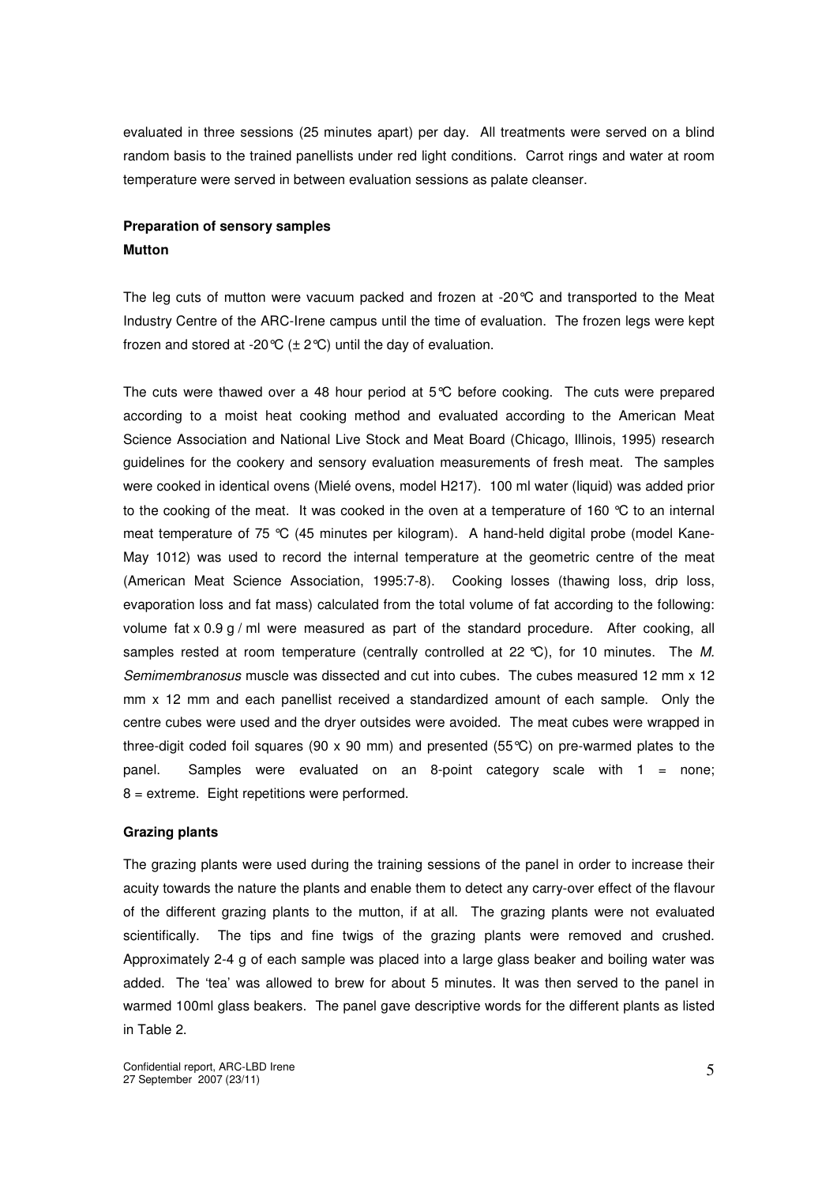evaluated in three sessions (25 minutes apart) per day. All treatments were served on a blind random basis to the trained panellists under red light conditions. Carrot rings and water at room temperature were served in between evaluation sessions as palate cleanser.

**Preparation of sensory samples**

**Mutton**

The leg cuts of mutton were vacuum packed and frozen at -20°C and transported to the Meat Industry Centre of the ARC-Irene campus until the time of evaluation. The frozen legs were kept frozen and stored at -20°C (± 2°C) until the day of evaluation.

The cuts were thawed over a 48 hour period at 5°C before cooking. The cuts were prepared according to a moist heat cooking method and evaluated according to the American Meat Science Association and National Live Stock and Meat Board (Chicago, Illinois, 1995) research guidelines for the cookery and sensory evaluation measurements of fresh meat. The samples were cooked in identical ovens (Mielé ovens, model H217). 100 ml water (liquid) was added prior to the cooking of the meat. It was cooked in the oven at a temperature of 160 °C to an internal meat temperature of 75 °C (45 minutes per kilogram). A hand-held digital probe (model Kane-May 1012) was used to record the internal temperature at the geometric centre of the meat (American Meat Science Association, 1995:7-8). Cooking losses (thawing loss, drip loss, evaporation loss and fat mass) calculated from the total volume of fat according to the following: volume fat x 0.9 g / ml were measured as part of the standard procedure. After cooking, all samples rested at room temperature (centrally controlled at 22 °C), for 10 minutes. The *M. Semimembranosus* muscle was dissected and cut into cubes. The cubes measured 12 mm x 12 mm x 12 mm and each panellist received a standardized amount of each sample. Only the centre cubes were used and the dryer outsides were avoided. The meat cubes were wrapped in three-digit coded foil squares (90 x 90 mm) and presented (55°C) on pre-warmed plates to the panel. Samples were evaluated on an 8-point category scale with 1 = none; 8 = extreme. Eight repetitions were performed.

**Grazing plants**

The grazing plants were used during the training sessions of the panel in order to increase their acuity towards the nature the plants and enable them to detect any carry-over effect of the flavour of the different grazing plants to the mutton, if at all. The grazing plants were not evaluated scientifically. The tips and fine twigs of the grazing plants were removed and crushed. Approximately 2-4 g of each sample was placed into a large glass beaker and boiling water was added. The 'tea' was allowed to brew for about 5 minutes. It was then served to the panel in warmed 100ml glass beakers. The panel gave descriptive words for the different plants as listed in Table 2.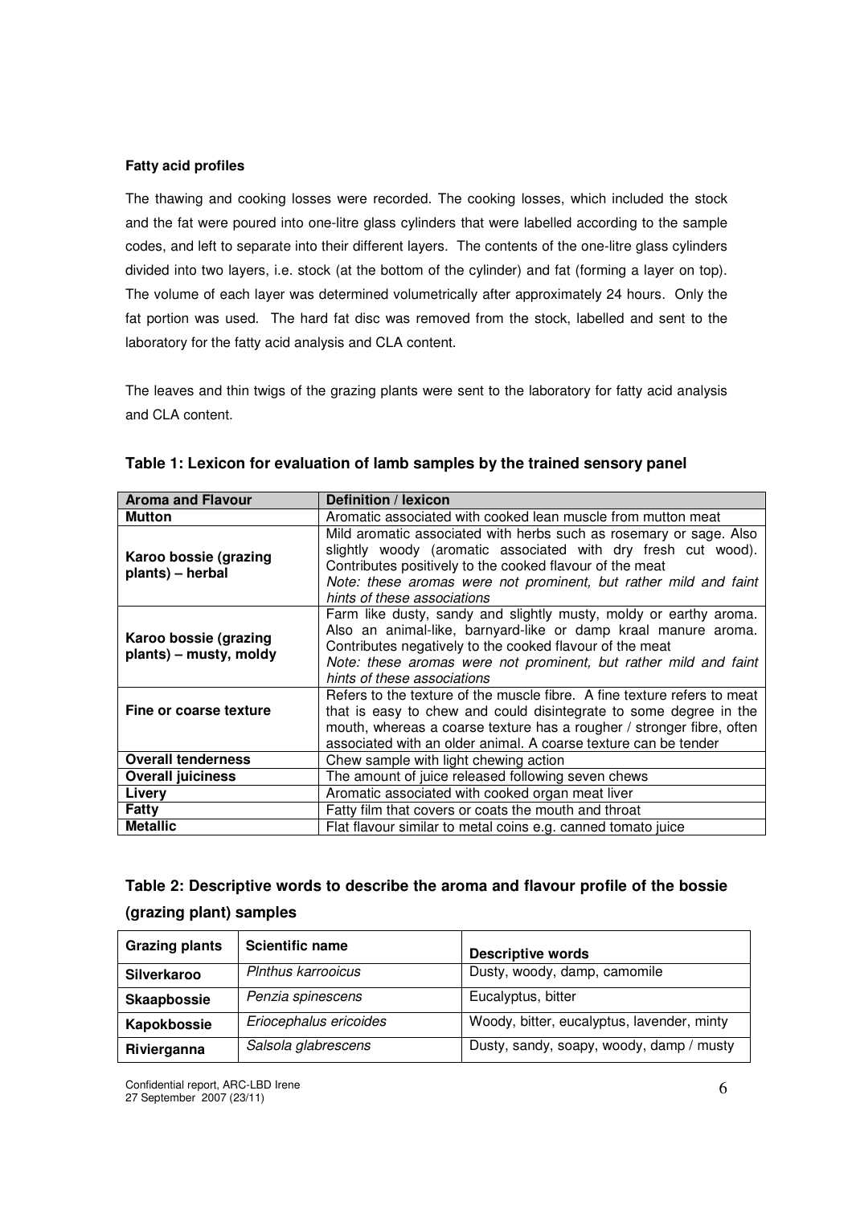**Fatty acid profiles**

The thawing and cooking losses were recorded. The cooking losses, which included the stock and the fat were poured into one-litre glass cylinders that were labelled according to the sample codes, and left to separate into their different layers. The contents of the one-litre glass cylinders divided into two layers, i.e. stock (at the bottom of the cylinder) and fat (forming a layer on top). The volume of each layer was determined volumetrically after approximately 24 hours. Only the fat portion was used. The hard fat disc was removed from the stock, labelled and sent to the laboratory for the fatty acid analysis and CLA content.

The leaves and thin twigs of the grazing plants were sent to the laboratory for fatty acid analysis and CLA content.

### Table 1: Lexicon for evaluation of lamb samples by the trained sensory panel

| Aroma and Flavour | Definition / lexicon |
| --- | --- |
| **Mutton** | Aromatic associated with cooked lean muscle from mutton meat |
| **Karoo bossie (grazing plants) – herbal** | Mild aromatic associated with herbs such as rosemary or sage. Also slightly woody (aromatic associated with dry fresh cut wood). Contributes positively to the cooked flavour of the meat *Note: these aromas were not prominent, but rather mild and faint hints of these associations* |
| **Karoo bossie (grazing plants) – musty, moldy** | Farm like dusty, sandy and slightly musty, moldy or earthy aroma. Also an animal-like, barnyard-like or damp kraal manure aroma. Contributes negatively to the cooked flavour of the meat *Note: these aromas were not prominent, but rather mild and faint hints of these associations* |
| **Fine or coarse texture** | Refers to the texture of the muscle fibre. A fine texture refers to meat that is easy to chew and could disintegrate to some degree in the mouth, whereas a coarse texture has a rougher / stronger fibre, often associated with an older animal. A coarse texture can be tender |
| **Overall tenderness** | Chew sample with light chewing action |
| **Overall juiciness** | The amount of juice released following seven chews |
| **Livery** | Aromatic associated with cooked organ meat liver |
| **Fatty** | Fatty film that covers or coats the mouth and throat |
| **Metallic** | Flat flavour similar to metal coins e.g. canned tomato juice |

### Table 2: Descriptive words to describe the aroma and flavour profile of the bossie (grazing plant) samples

| Grazing plants | Scientific name | Descriptive words |
| --- | --- | --- |
| **Silverkaroo** | *Plnthus karrooicus* | Dusty, woody, damp, camomile |
| **Skaapbossie** | *Penzia spinescens* | Eucalyptus, bitter |
| **Kapokbossie** | *Eriocephalus ericoides* | Woody, bitter, eucalyptus, lavender, minty |
| **Rivierganna** | *Salsola glabrescens* | Dusty, sandy, soapy, woody, damp / musty |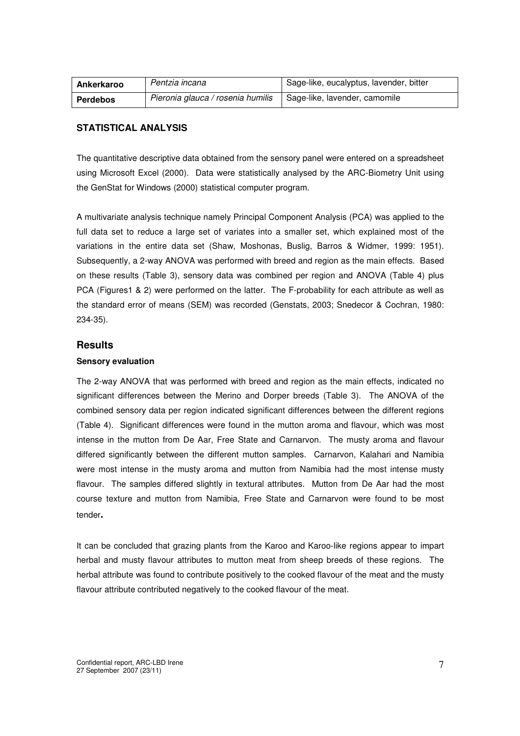| Ankerkaroo | *Pentzia incana* | Sage-like, eucalyptus, lavender, bitter |
|---|---|---|
| **Perdebos** | *Pieronia glauca / rosenia humilis* | Sage-like, lavender, camomile |

### STATISTICAL ANALYSIS

The quantitative descriptive data obtained from the sensory panel were entered on a spreadsheet using Microsoft Excel (2000). Data were statistically analysed by the ARC-Biometry Unit using the GenStat for Windows (2000) statistical computer program.

A multivariate analysis technique namely Principal Component Analysis (PCA) was applied to the full data set to reduce a large set of variates into a smaller set, which explained most of the variations in the entire data set (Shaw, Moshonas, Buslig, Barros & Widmer, 1999: 1951). Subsequently, a 2-way ANOVA was performed with breed and region as the main effects. Based on these results (Table 3), sensory data was combined per region and ANOVA (Table 4) plus PCA (Figures1 & 2) were performed on the latter. The F-probability for each attribute as well as the standard error of means (SEM) was recorded (Genstats, 2003; Snedecor & Cochran, 1980: 234-35).

## Results

#### Sensory evaluation

The 2-way ANOVA that was performed with breed and region as the main effects, indicated no significant differences between the Merino and Dorper breeds (Table 3). The ANOVA of the combined sensory data per region indicated significant differences between the different regions (Table 4). Significant differences were found in the mutton aroma and flavour, which was most intense in the mutton from De Aar, Free State and Carnarvon. The musty aroma and flavour differed significantly between the different mutton samples. Carnarvon, Kalahari and Namibia were most intense in the musty aroma and mutton from Namibia had the most intense musty flavour. The samples differed slightly in textural attributes. Mutton from De Aar had the most course texture and mutton from Namibia, Free State and Carnarvon were found to be most tender**.**

It can be concluded that grazing plants from the Karoo and Karoo-like regions appear to impart herbal and musty flavour attributes to mutton meat from sheep breeds of these regions. The herbal attribute was found to contribute positively to the cooked flavour of the meat and the musty flavour attribute contributed negatively to the cooked flavour of the meat.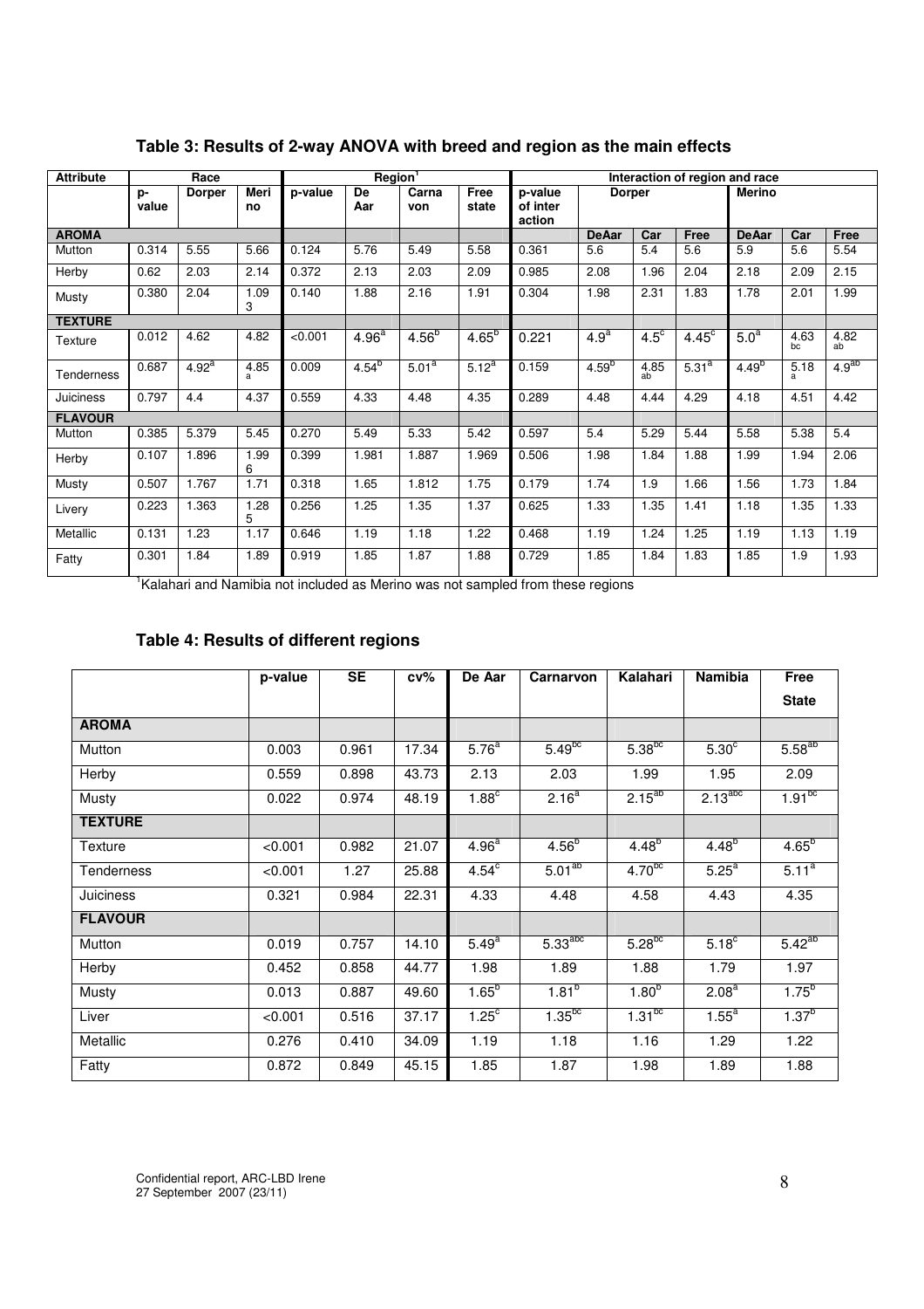## Table 3: Results of 2-way ANOVA with breed and region as the main effects

| Attribute | Race | | | Region[1] | | | | Interaction of region and race | | | | | | |
|---|---|---|---|---|---|---|---|---|---|---|---|---|---|---|
| | p-value | Dorper | Merino | p-value | De Aar | Carnavon | Free state | p-value of interaction | Dorper | | | Merino | | |
| **AROMA** | | | | | | | | | DeAar | Car | Free | DeAar | Car | Free |
| Mutton | 0.314 | 5.55 | 5.66 | 0.124 | 5.76 | 5.49 | 5.58 | 0.361 | 5.6 | 5.4 | 5.6 | 5.9 | 5.6 | 5.54 |
| Herby | 0.62 | 2.03 | 2.14 | 0.372 | 2.13 | 2.03 | 2.09 | 0.985 | 2.08 | 1.96 | 2.04 | 2.18 | 2.09 | 2.15 |
| Musty | 0.380 | 2.04 | 1.093 | 0.140 | 1.88 | 2.16 | 1.91 | 0.304 | 1.98 | 2.31 | 1.83 | 1.78 | 2.01 | 1.99 |
| **TEXTURE** | | | | | | | | | | | | | | |
| Texture | 0.012 | 4.62 | 4.82 | <0.001 | 4.96[a] | 4.56[b] | 4.65[b] | 0.221 | 4.9[a] | 4.5[c] | 4.45[c] | 5.0[a] | 4.63[bc] | 4.82[ab] |
| Tenderness | 0.687 | 4.92[a] | 4.85[a] | 0.009 | 4.54[b] | 5.01[a] | 5.12[a] | 0.159 | 4.59[b] | 4.85[ab] | 5.31[a] | 4.49[b] | 5.18[a] | 4.9[ab] |
| Juiciness | 0.797 | 4.4 | 4.37 | 0.559 | 4.33 | 4.48 | 4.35 | 0.289 | 4.48 | 4.44 | 4.29 | 4.18 | 4.51 | 4.42 |
| **FLAVOUR** | | | | | | | | | | | | | | |
| Mutton | 0.385 | 5.379 | 5.45 | 0.270 | 5.49 | 5.33 | 5.42 | 0.597 | 5.4 | 5.29 | 5.44 | 5.58 | 5.38 | 5.4 |
| Herby | 0.107 | 1.896 | 1.996 | 0.399 | 1.981 | 1.887 | 1.969 | 0.506 | 1.98 | 1.84 | 1.88 | 1.99 | 1.94 | 2.06 |
| Musty | 0.507 | 1.767 | 1.71 | 0.318 | 1.65 | 1.812 | 1.75 | 0.179 | 1.74 | 1.9 | 1.66 | 1.56 | 1.73 | 1.84 |
| Livery | 0.223 | 1.363 | 1.285 | 0.256 | 1.25 | 1.35 | 1.37 | 0.625 | 1.33 | 1.35 | 1.41 | 1.18 | 1.35 | 1.33 |
| Metallic | 0.131 | 1.23 | 1.17 | 0.646 | 1.19 | 1.18 | 1.22 | 0.468 | 1.19 | 1.24 | 1.25 | 1.19 | 1.13 | 1.19 |
| Fatty | 0.301 | 1.84 | 1.89 | 0.919 | 1.85 | 1.87 | 1.88 | 0.729 | 1.85 | 1.84 | 1.83 | 1.85 | 1.9 | 1.93 |

[1]Kalahari and Namibia not included as Merino was not sampled from these regions

## Table 4: Results of different regions

| | p-value | SE | cv% | De Aar | Carnarvon | Kalahari | Namibia | Free State |
|---|---|---|---|---|---|---|---|---|
| **AROMA** | | | | | | | | |
| Mutton | 0.003 | 0.961 | 17.34 | 5.76[a] | 5.49[bc] | 5.38[bc] | 5.30[c] | 5.58[ab] |
| Herby | 0.559 | 0.898 | 43.73 | 2.13 | 2.03 | 1.99 | 1.95 | 2.09 |
| Musty | 0.022 | 0.974 | 48.19 | 1.88[c] | 2.16[a] | 2.15[ab] | 2.13[abc] | 1.91[bc] |
| **TEXTURE** | | | | | | | | |
| Texture | <0.001 | 0.982 | 21.07 | 4.96[a] | 4.56[b] | 4.48[b] | 4.48[b] | 4.65[b] |
| Tenderness | <0.001 | 1.27 | 25.88 | 4.54[c] | 5.01[ab] | 4.70[bc] | 5.25[a] | 5.11[a] |
| Juiciness | 0.321 | 0.984 | 22.31 | 4.33 | 4.48 | 4.58 | 4.43 | 4.35 |
| **FLAVOUR** | | | | | | | | |
| Mutton | 0.019 | 0.757 | 14.10 | 5.49[a] | 5.33[abc] | 5.28[bc] | 5.18[c] | 5.42[ab] |
| Herby | 0.452 | 0.858 | 44.77 | 1.98 | 1.89 | 1.88 | 1.79 | 1.97 |
| Musty | 0.013 | 0.887 | 49.60 | 1.65[b] | 1.81[b] | 1.80[b] | 2.08[a] | 1.75[b] |
| Liver | <0.001 | 0.516 | 37.17 | 1.25[c] | 1.35[bc] | 1.31[bc] | 1.55[a] | 1.37[b] |
| Metallic | 0.276 | 0.410 | 34.09 | 1.19 | 1.18 | 1.16 | 1.29 | 1.22 |
| Fatty | 0.872 | 0.849 | 45.15 | 1.85 | 1.87 | 1.98 | 1.89 | 1.88 |

Confidential report, ARC-LBD Irene
27 September 2007 (23/11)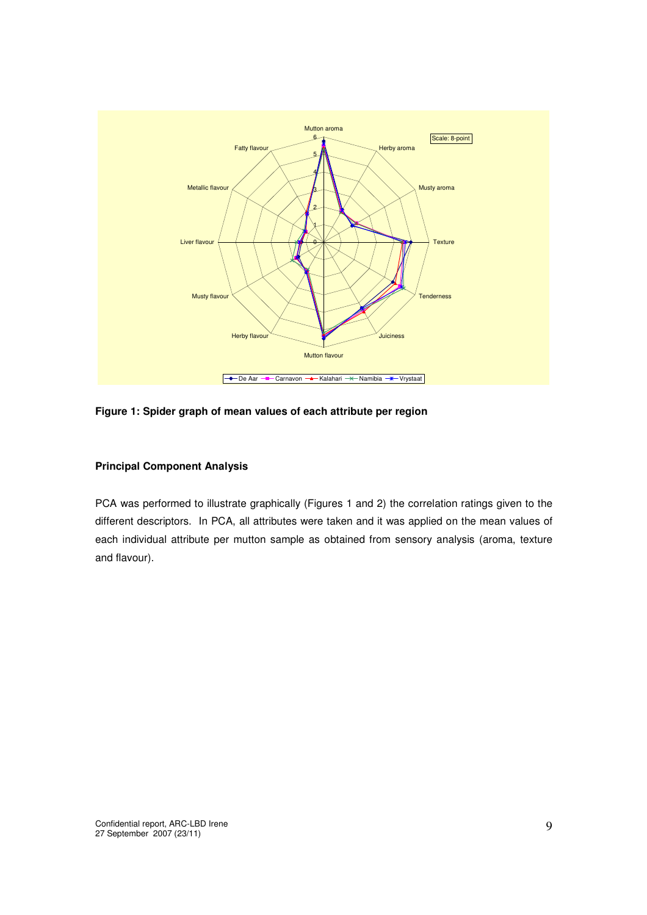Mutton aroma

Scale: 8-point

Fatty flavour

Herby aroma

Metallic flavour

Musty aroma

Liver flavour

Texture

Musty flavour

Tenderness

Herby flavour

Juiciness

Mutton flavour

0
1
2
3
4
5
6

De Aar
Carnavon
Kalahari
Namibia
Vrystaat

**Figure 1: Spider graph of mean values of each attribute per region**

### Principal Component Analysis

PCA was performed to illustrate graphically (Figures 1 and 2) the correlation ratings given to the different descriptors. In PCA, all attributes were taken and it was applied on the mean values of each individual attribute per mutton sample as obtained from sensory analysis (aroma, texture and flavour).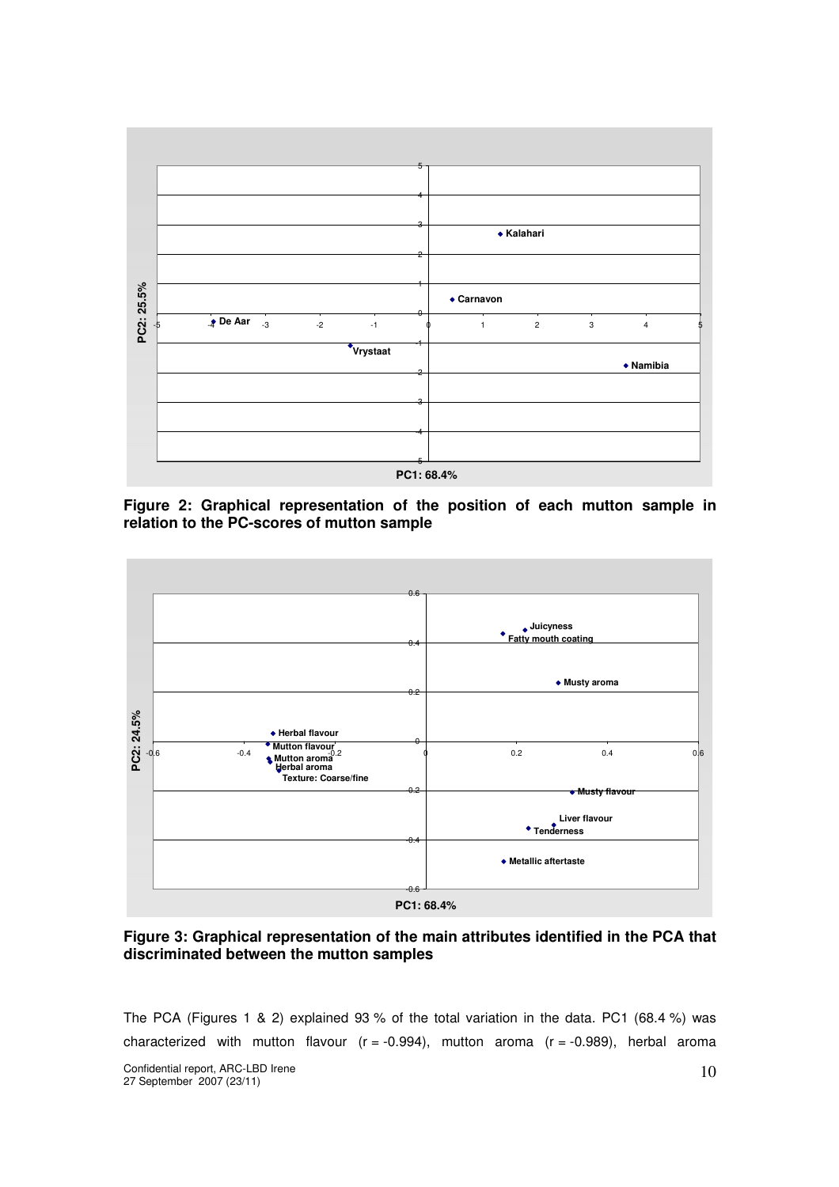PC2: 25.5%

PC1: 68.4%

Kalahari

Carnavon

De Aar

Vrystaat

Namibia

5
4
3
2
1
0
-1
-2
-3
-4
-5

-5 -4 -3 -2 -1 0 1 2 3 4 5

**Figure 2: Graphical representation of the position of each mutton sample in relation to the PC-scores of mutton sample**

PC2: 24.5%

PC1: 68.4%

Juicyness

Fatty mouth coating

Musty aroma

Herbal flavour

Mutton flavour

Mutton aroma

Herbal aroma

Texture: Coarse/fine

Musty flavour

Liver flavour

Tenderness

Metallic aftertaste

0.6
0.4
0.2
0
-0.2
-0.4
-0.6

-0.6 -0.4 -0.2 0 0.2 0.4 0.6

**Figure 3: Graphical representation of the main attributes identified in the PCA that discriminated between the mutton samples**

The PCA (Figures 1 & 2) explained 93 % of the total variation in the data. PC1 (68.4 %) was characterized with mutton flavour ($r = -0.994$), mutton aroma ($r = -0.989$), herbal aroma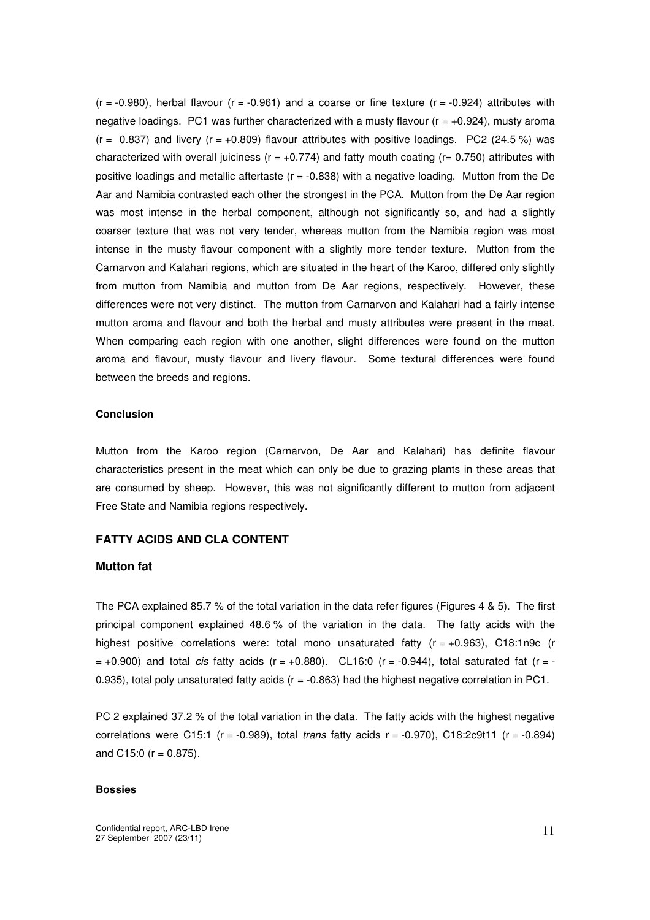($r = -0.980$), herbal flavour ($r = -0.961$) and a coarse or fine texture ($r = -0.924$) attributes with negative loadings. PC1 was further characterized with a musty flavour ($r = +0.924$), musty aroma ($r = 0.837$) and livery ($r = +0.809$) flavour attributes with positive loadings. PC2 (24.5 %) was characterized with overall juiciness ($r = +0.774$) and fatty mouth coating ($r = 0.750$) attributes with positive loadings and metallic aftertaste ($r = -0.838$) with a negative loading. Mutton from the De Aar and Namibia contrasted each other the strongest in the PCA. Mutton from the De Aar region was most intense in the herbal component, although not significantly so, and had a slightly coarser texture that was not very tender, whereas mutton from the Namibia region was most intense in the musty flavour component with a slightly more tender texture. Mutton from the Carnarvon and Kalahari regions, which are situated in the heart of the Karoo, differed only slightly from mutton from Namibia and mutton from De Aar regions, respectively. However, these differences were not very distinct. The mutton from Carnarvon and Kalahari had a fairly intense mutton aroma and flavour and both the herbal and musty attributes were present in the meat. When comparing each region with one another, slight differences were found on the mutton aroma and flavour, musty flavour and livery flavour. Some textural differences were found between the breeds and regions.

**Conclusion**

Mutton from the Karoo region (Carnarvon, De Aar and Kalahari) has definite flavour characteristics present in the meat which can only be due to grazing plants in these areas that are consumed by sheep. However, this was not significantly different to mutton from adjacent Free State and Namibia regions respectively.

## FATTY ACIDS AND CLA CONTENT

### Mutton fat

The PCA explained 85.7 % of the total variation in the data refer figures (Figures 4 & 5). The first principal component explained 48.6 % of the variation in the data. The fatty acids with the highest positive correlations were: total mono unsaturated fatty ($r = +0.963$), C18:1n9c ($r = +0.900$) and total *cis* fatty acids ($r = +0.880$). CL16:0 ($r = -0.944$), total saturated fat ($r = -0.935$), total poly unsaturated fatty acids ($r = -0.863$) had the highest negative correlation in PC1.

PC 2 explained 37.2 % of the total variation in the data. The fatty acids with the highest negative correlations were C15:1 ($r = -0.989$), total *trans* fatty acids $r = -0.970$), C18:2c9t11 ($r = -0.894$) and C15:0 ($r = 0.875$).

**Bossies**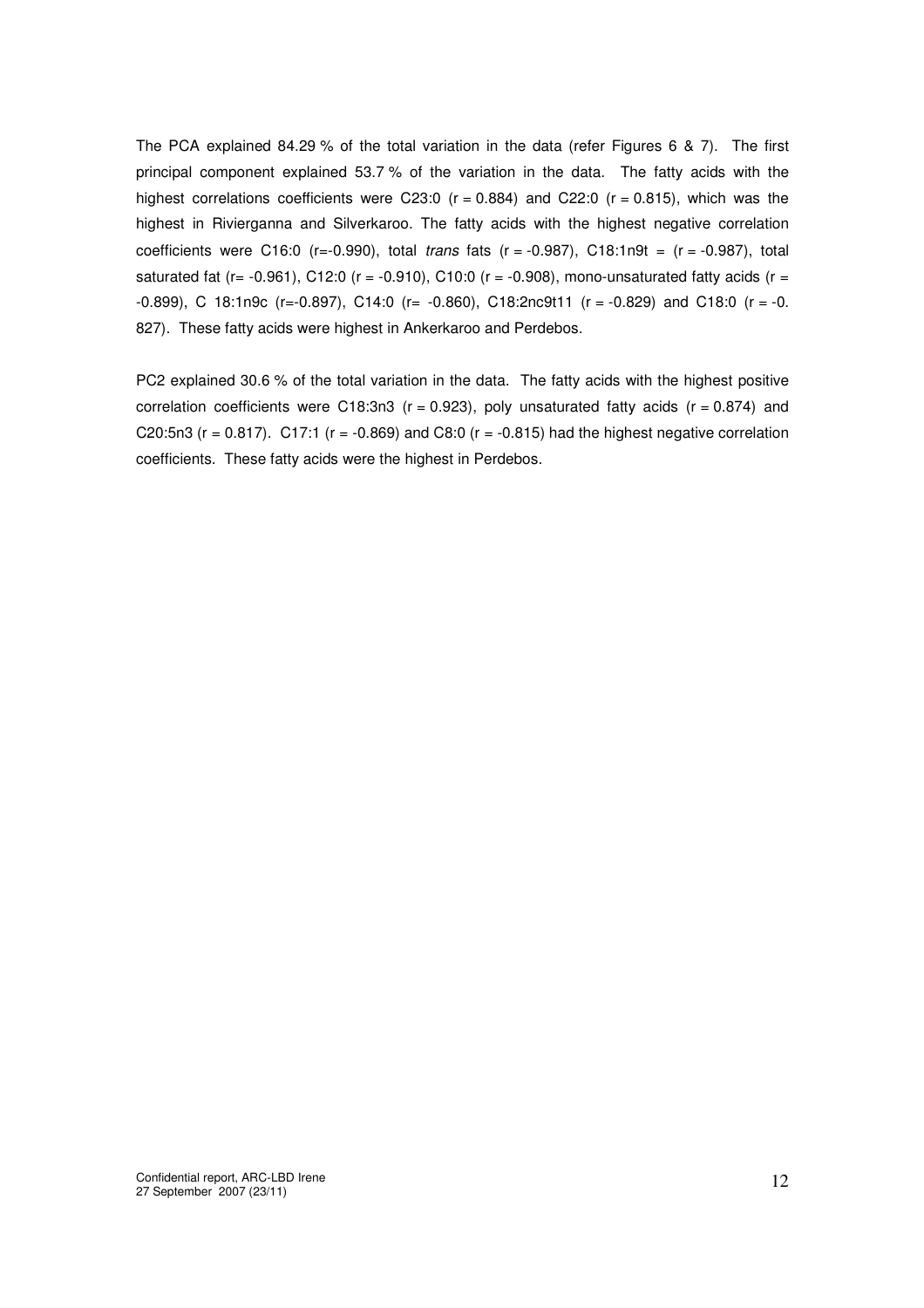The PCA explained 84.29 % of the total variation in the data (refer Figures 6 & 7). The first principal component explained 53.7 % of the variation in the data. The fatty acids with the highest correlations coefficients were C23:0 ($r = 0.884$) and C22:0 ($r = 0.815$), which was the highest in Rivierganna and Silverkaroo. The fatty acids with the highest negative correlation coefficients were C16:0 ($r = -0.990$), total *trans* fats ($r = -0.987$), C18:1n9t = ($r = -0.987$), total saturated fat ($r = -0.961$), C12:0 ($r = -0.910$), C10:0 ($r = -0.908$), mono-unsaturated fatty acids ($r = -0.899$), C 18:1n9c ($r = -0.897$), C14:0 ($r = -0.860$), C18:2nc9t11 ($r = -0.829$) and C18:0 ($r = -0.827$). These fatty acids were highest in Ankerkaroo and Perdebos.

PC2 explained 30.6 % of the total variation in the data. The fatty acids with the highest positive correlation coefficients were C18:3n3 ($r = 0.923$), poly unsaturated fatty acids ($r = 0.874$) and C20:5n3 ($r = 0.817$). C17:1 ($r = -0.869$) and C8:0 ($r = -0.815$) had the highest negative correlation coefficients. These fatty acids were the highest in Perdebos.

Confidential report, ARC-LBD Irene
27 September 2007 (23/11)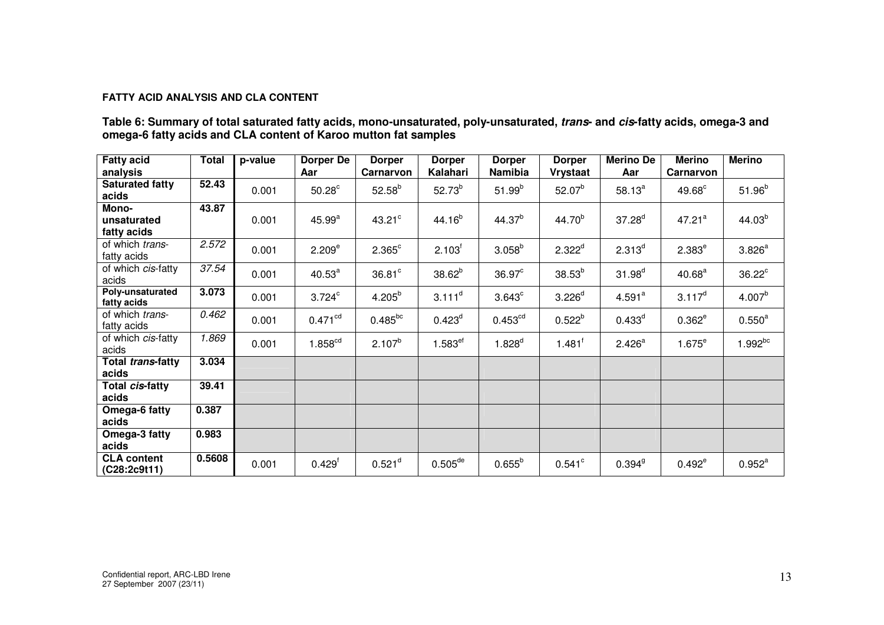**FATTY ACID ANALYSIS AND CLA CONTENT**

**Table 6: Summary of total saturated fatty acids, mono-unsaturated, poly-unsaturated, *trans*- and *cis*-fatty acids, omega-3 and omega-6 fatty acids and CLA content of Karoo mutton fat samples**

| Fatty acid analysis | Total | p-value | Dorper De Aar | Dorper Carnarvon | Dorper Kalahari | Dorper Namibia | Dorper Vrystaat | Merino De Aar | Merino Carnarvon | Merino |
|---|---|---|---|---|---|---|---|---|---|---|
| **Saturated fatty acids** | **52.43** | 0.001 | 50.28[c] | 52.58[b] | 52.73[b] | 51.99[b] | 52.07[b] | 58.13[a] | 49.68[c] | 51.96[b] |
| **Mono-unsaturated fatty acids** | **43.87** | 0.001 | 45.99[a] | 43.21[c] | 44.16[b] | 44.37[b] | 44.70[b] | 37.28[d] | 47.21[a] | 44.03[b] |
| of which *trans*-fatty acids | *2.572* | 0.001 | 2.209[e] | 2.365[c] | 2.103[f] | 3.058[b] | 2.322[d] | 2.313[d] | 2.383[e] | 3.826[a] |
| of which *cis*-fatty acids | *37.54* | 0.001 | 40.53[a] | 36.81[c] | 38.62[b] | 36.97[c] | 38.53[b] | 31.98[d] | 40.68[a] | 36.22[c] |
| **Poly-unsaturated fatty acids** | **3.073** | 0.001 | 3.724[c] | 4.205[b] | 3.111[d] | 3.643[c] | 3.226[d] | 4.591[a] | 3.117[d] | 4.007[b] |
| of which *trans*-fatty acids | *0.462* | 0.001 | 0.471[cd] | 0.485[bc] | 0.423[d] | 0.453[cd] | 0.522[b] | 0.433[d] | 0.362[e] | 0.550[a] |
| of which *cis*-fatty acids | *1.869* | 0.001 | 1.858[cd] | 2.107[b] | 1.583[ef] | 1.828[d] | 1.481[f] | 2.426[a] | 1.675[e] | 1.992[bc] |
| **Total *trans*-fatty acids** | **3.034** | | | | | | | | | |
| **Total *cis*-fatty acids** | **39.41** | | | | | | | | | |
| **Omega-6 fatty acids** | **0.387** | | | | | | | | | |
| **Omega-3 fatty acids** | **0.983** | | | | | | | | | |
| **CLA content (C28:2c9t11)** | **0.5608** | 0.001 | 0.429[f] | 0.521[d] | 0.505[de] | 0.655[b] | 0.541[c] | 0.394[g] | 0.492[e] | 0.952[a] |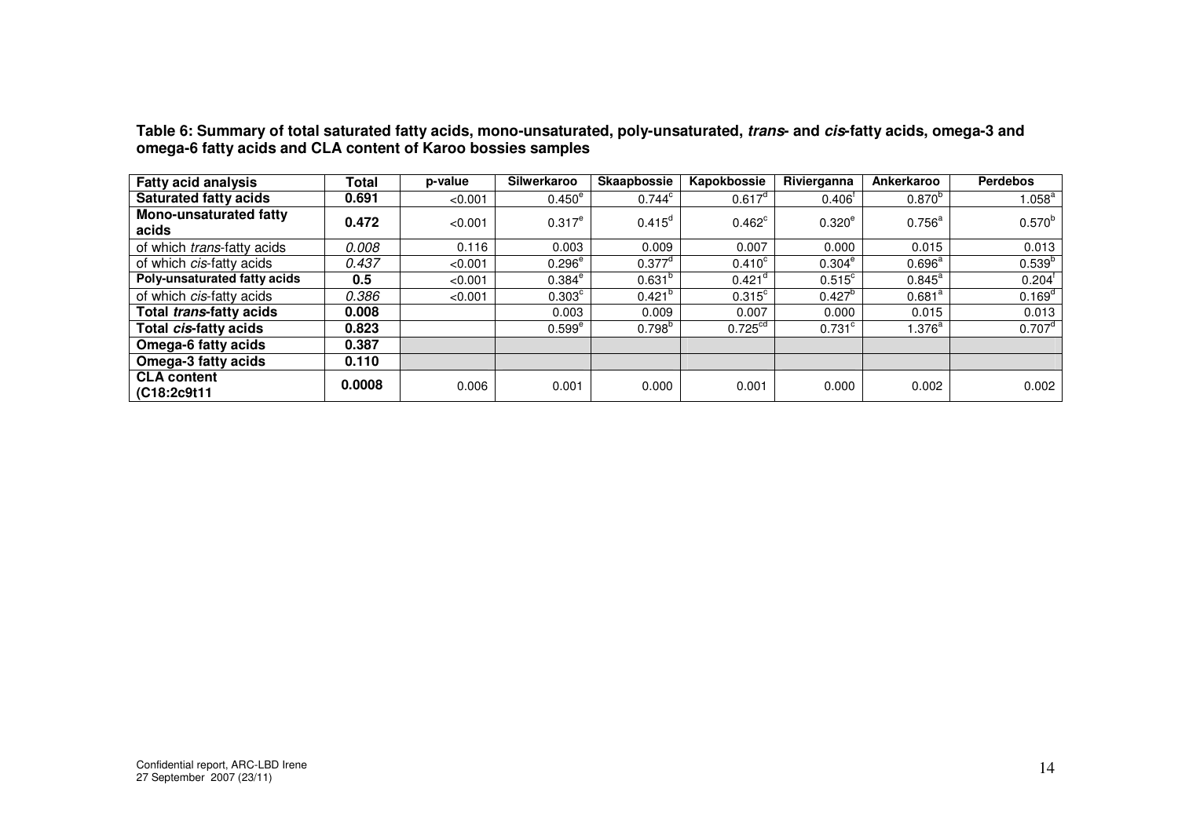**Table 6: Summary of total saturated fatty acids, mono-unsaturated, poly-unsaturated, *trans*- and *cis*-fatty acids, omega-3 and omega-6 fatty acids and CLA content of Karoo bossies samples**

| Fatty acid analysis | Total | p-value | Silwerkaroo | Skaapbossie | Kapokbossie | Rivierganna | Ankerkaroo | Perdebos |
|---|---|---|---|---|---|---|---|---|
| **Saturated fatty acids** | **0.691** | <0.001 | 0.450[e] | 0.744[c] | 0.617[d] | 0.406[f] | 0.870[b] | 1.058[a] |
| **Mono-unsaturated fatty acids** | **0.472** | <0.001 | 0.317[e] | 0.415[d] | 0.462[c] | 0.320[e] | 0.756[a] | 0.570[b] |
| of which *trans*-fatty acids | *0.008* | 0.116 | 0.003 | 0.009 | 0.007 | 0.000 | 0.015 | 0.013 |
| of which *cis*-fatty acids | *0.437* | <0.001 | 0.296[e] | 0.377[d] | 0.410[c] | 0.304[e] | 0.696[a] | 0.539[b] |
| **Poly-unsaturated fatty acids** | **0.5** | <0.001 | 0.384[e] | 0.631[b] | 0.421[d] | 0.515[c] | 0.845[a] | 0.204[f] |
| of which *cis*-fatty acids | *0.386* | <0.001 | 0.303[c] | 0.421[b] | 0.315[c] | 0.427[b] | 0.681[a] | 0.169[d] |
| **Total *trans*-fatty acids** | **0.008** | | 0.003 | 0.009 | 0.007 | 0.000 | 0.015 | 0.013 |
| **Total *cis*-fatty acids** | **0.823** | | 0.599[e] | 0.798[b] | 0.725[cd] | 0.731[c] | 1.376[a] | 0.707[d] |
| **Omega-6 fatty acids** | **0.387** | | | | | | | |
| **Omega-3 fatty acids** | **0.110** | | | | | | | |
| **CLA content (C18:2c9t11** | **0.0008** | 0.006 | 0.001 | 0.000 | 0.001 | 0.000 | 0.002 | 0.002 |

Confidential report, ARC-LBD Irene
27 September 2007 (23/11)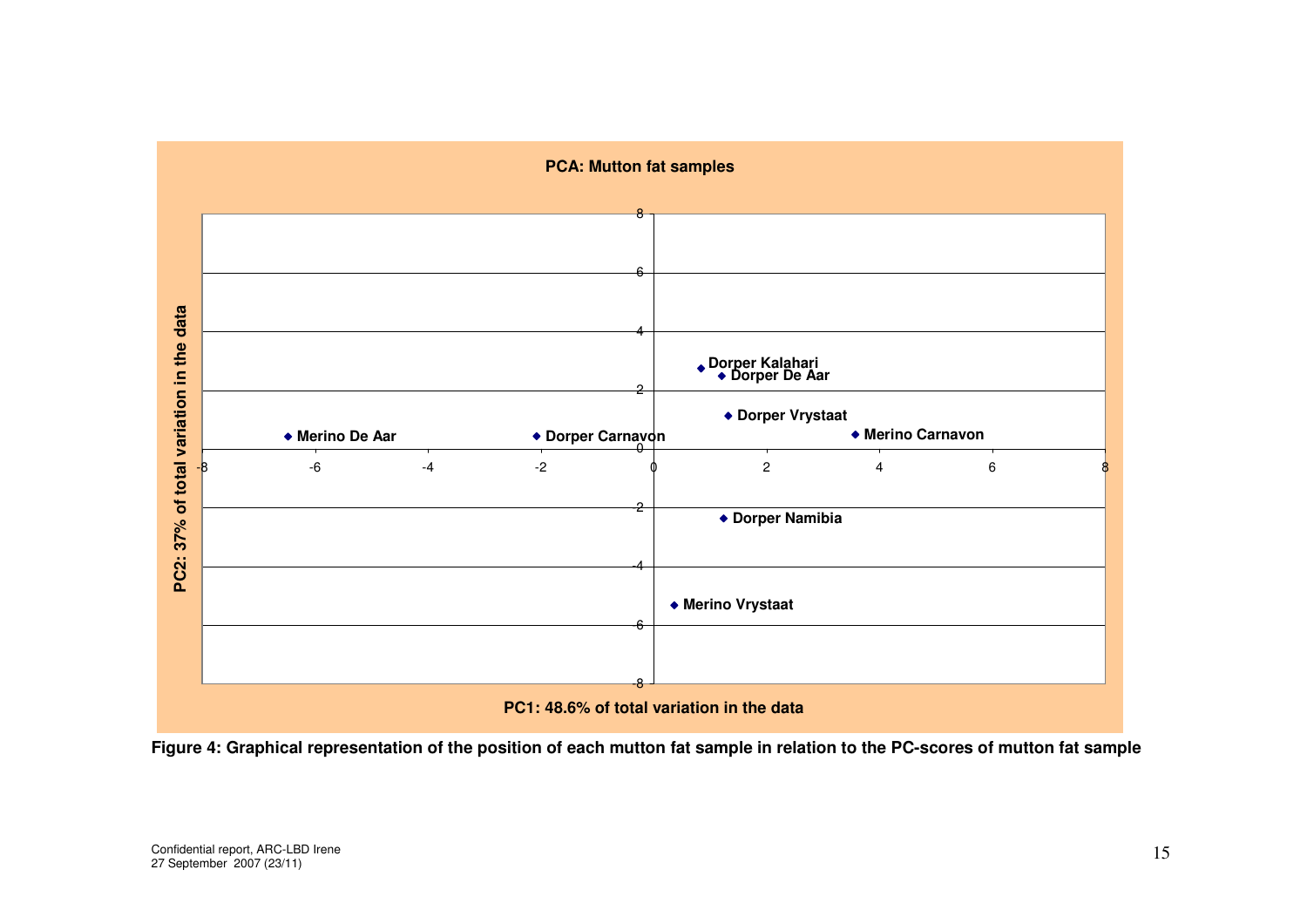PCA: Mutton fat samples

8

6

4

2

0

-2

-4

-6

-8

-8 -6 -4 -2 0 2 4 6 8

Dorper Kalahari

Dorper De Aar

Dorper Vrystaat

Merino De Aar

Dorper Carnavon

Merino Carnavon

Dorper Namibia

Merino Vrystaat

PC2: 37% of total variation in the data

PC1: 48.6% of total variation in the data

**Figure 4: Graphical representation of the position of each mutton fat sample in relation to the PC-scores of mutton fat sample**

Confidential report, ARC-LBD Irene
27 September 2007 (23/11)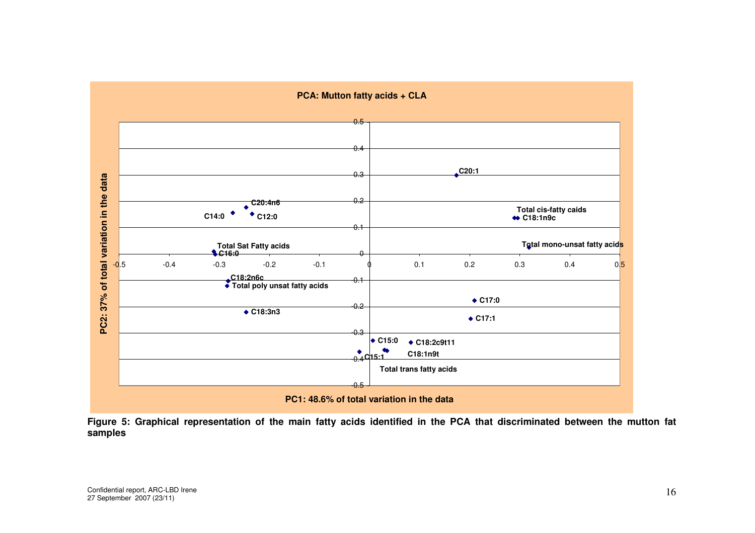PCA: Mutton fatty acids + CLA

PC2: 37% of total variation in the data

PC1: 48.6% of total variation in the data

0.5
0.4
0.3
0.2
0.1
0
-0.1
-0.2
-0.3
-0.4
-0.5

-0.5
-0.4
-0.3
-0.2
-0.1
0
0.1
0.2
0.3
0.4
0.5

C20:1
C20:4n6
C14:0
C12:0
Total cis-fatty caids
C18:1n9c
Total Sat Fatty acids
C16:0
Total mono-unsat fatty acids
C18:2n6c
Total poly unsat fatty acids
C18:3n3
C17:0
C17:1
C15:0
C18:2c9t11
C15:1
C18:1n9t
Total trans fatty acids

**Figure 5: Graphical representation of the main fatty acids identified in the PCA that discriminated between the mutton fat samples**

Confidential report, ARC-LBD Irene
27 September 2007 (23/11)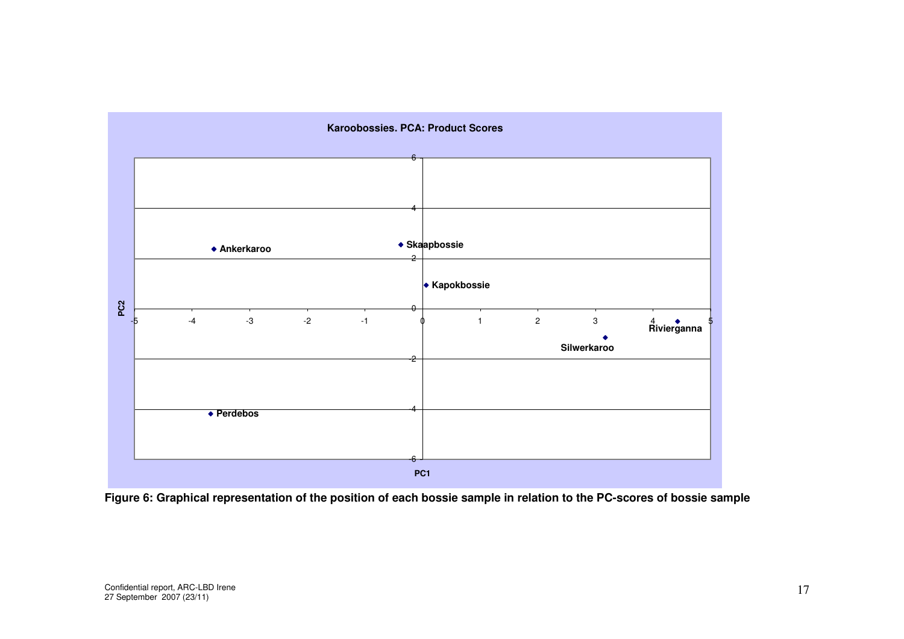Karoobossies. PCA: Product Scores

PC2

PC1

6
4
2
0
-2
-4
-6

-5 -4 -3 -2 -1 0 1 2 3 4 5

Ankerkaroo
Skaapbossie
Kapokbossie
Rivierganna
Silwerkaroo
Perdebos

**Figure 6: Graphical representation of the position of each bossie sample in relation to the PC-scores of bossie sample**

Confidential report, ARC-LBD Irene
27 September 2007 (23/11)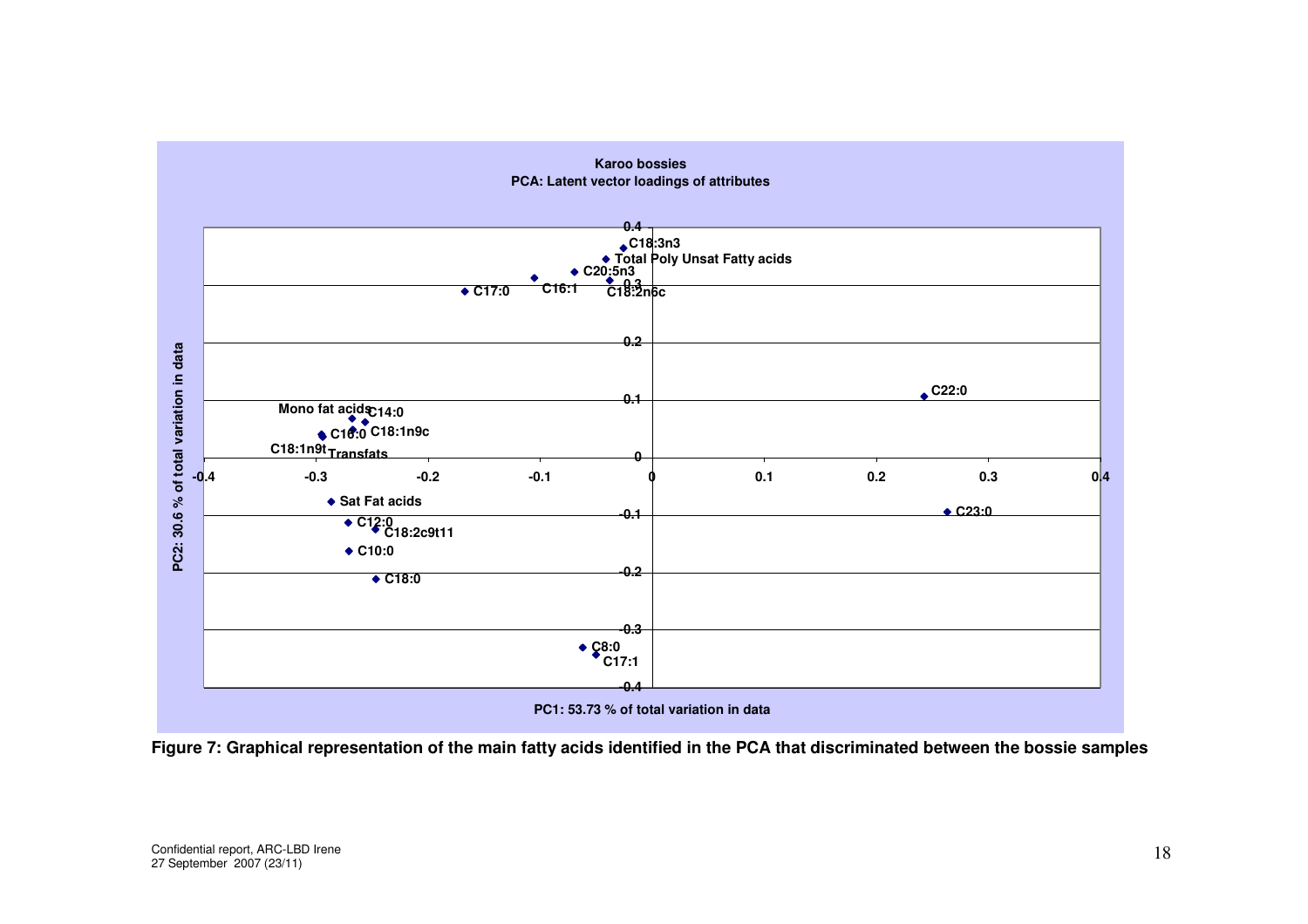Karoo bossies
PCA: Latent vector loadings of attributes

PC2: 30.6 % of total variation in data

PC1: 53.73 % of total variation in data

0.4
0.3
0.2
0.1
0
-0.1
-0.2
-0.3
-0.4

-0.4
-0.3
-0.2
-0.1
0
0.1
0.2
0.3
0.4

C18:3n3
Total Poly Unsat Fatty acids
C20:5n3
C16:1
C18:2n6c
C17:0
C22:0
Mono fat acids
C14:0
C16:0
C18:1n9c
C18:1n9t
Transfats
C23:0
Sat Fat acids
C12:0
C18:2c9t11
C10:0
C18:0
C8:0
C17:1

**Figure 7: Graphical representation of the main fatty acids identified in the PCA that discriminated between the bossie samples**

Confidential report, ARC-LBD Irene
27 September 2007 (23/11)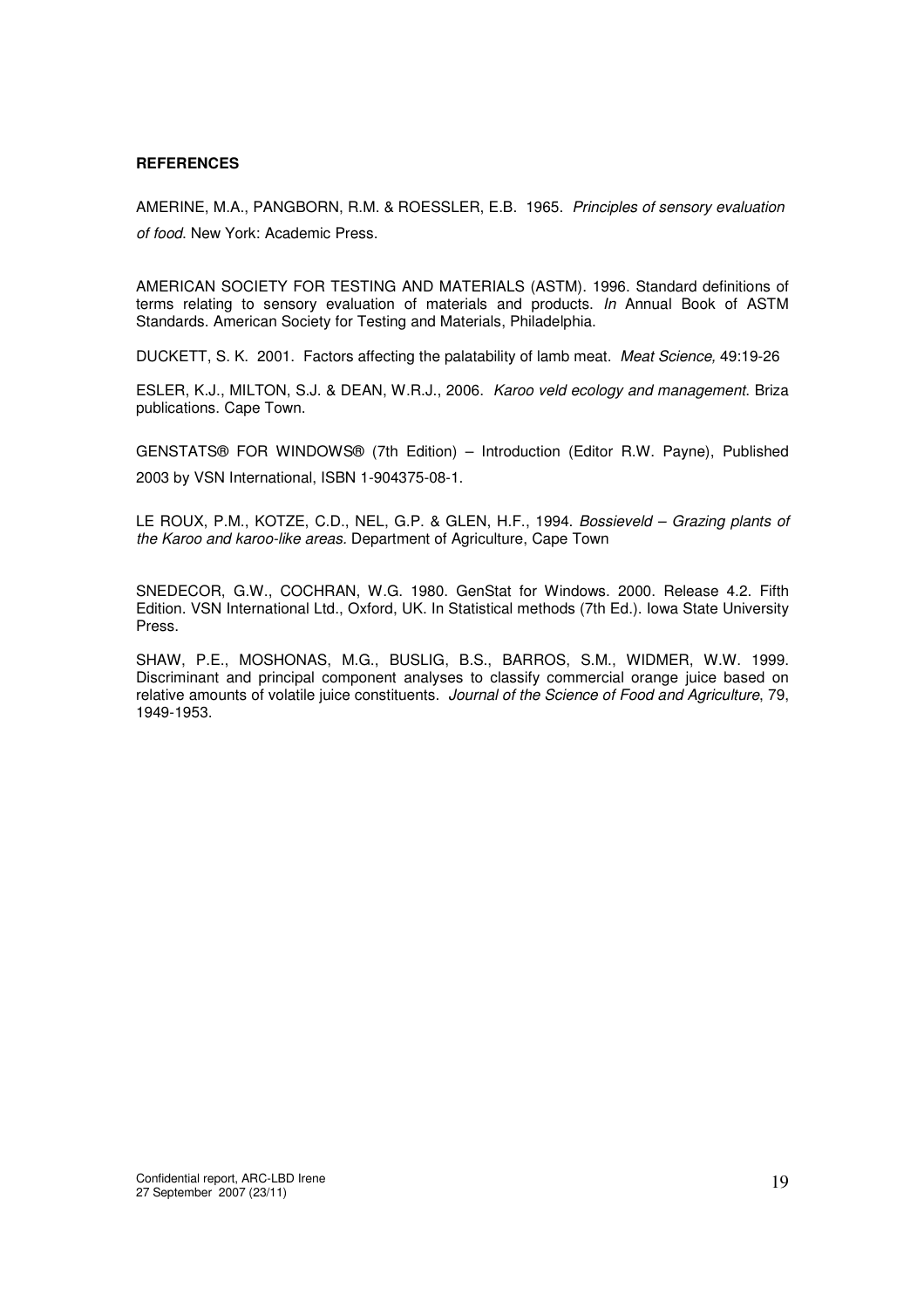**REFERENCES**

AMERINE, M.A., PANGBORN, R.M. & ROESSLER, E.B. 1965. *Principles of sensory evaluation of food*. New York: Academic Press.

AMERICAN SOCIETY FOR TESTING AND MATERIALS (ASTM). 1996. Standard definitions of terms relating to sensory evaluation of materials and products. *In* Annual Book of ASTM Standards. American Society for Testing and Materials, Philadelphia.

DUCKETT, S. K. 2001. Factors affecting the palatability of lamb meat. *Meat Science,* 49:19-26

ESLER, K.J., MILTON, S.J. & DEAN, W.R.J., 2006. *Karoo veld ecology and management*. Briza publications. Cape Town.

GENSTATS® FOR WINDOWS® (7th Edition) – Introduction (Editor R.W. Payne), Published 2003 by VSN International, ISBN 1-904375-08-1.

LE ROUX, P.M., KOTZE, C.D., NEL, G.P. & GLEN, H.F., 1994. *Bossieveld – Grazing plants of the Karoo and karoo-like areas.* Department of Agriculture, Cape Town

SNEDECOR, G.W., COCHRAN, W.G. 1980. GenStat for Windows. 2000. Release 4.2. Fifth Edition. VSN International Ltd., Oxford, UK. In Statistical methods (7th Ed.). Iowa State University Press.

SHAW, P.E., MOSHONAS, M.G., BUSLIG, B.S., BARROS, S.M., WIDMER, W.W. 1999. Discriminant and principal component analyses to classify commercial orange juice based on relative amounts of volatile juice constituents. *Journal of the Science of Food and Agriculture*, 79, 1949-1953.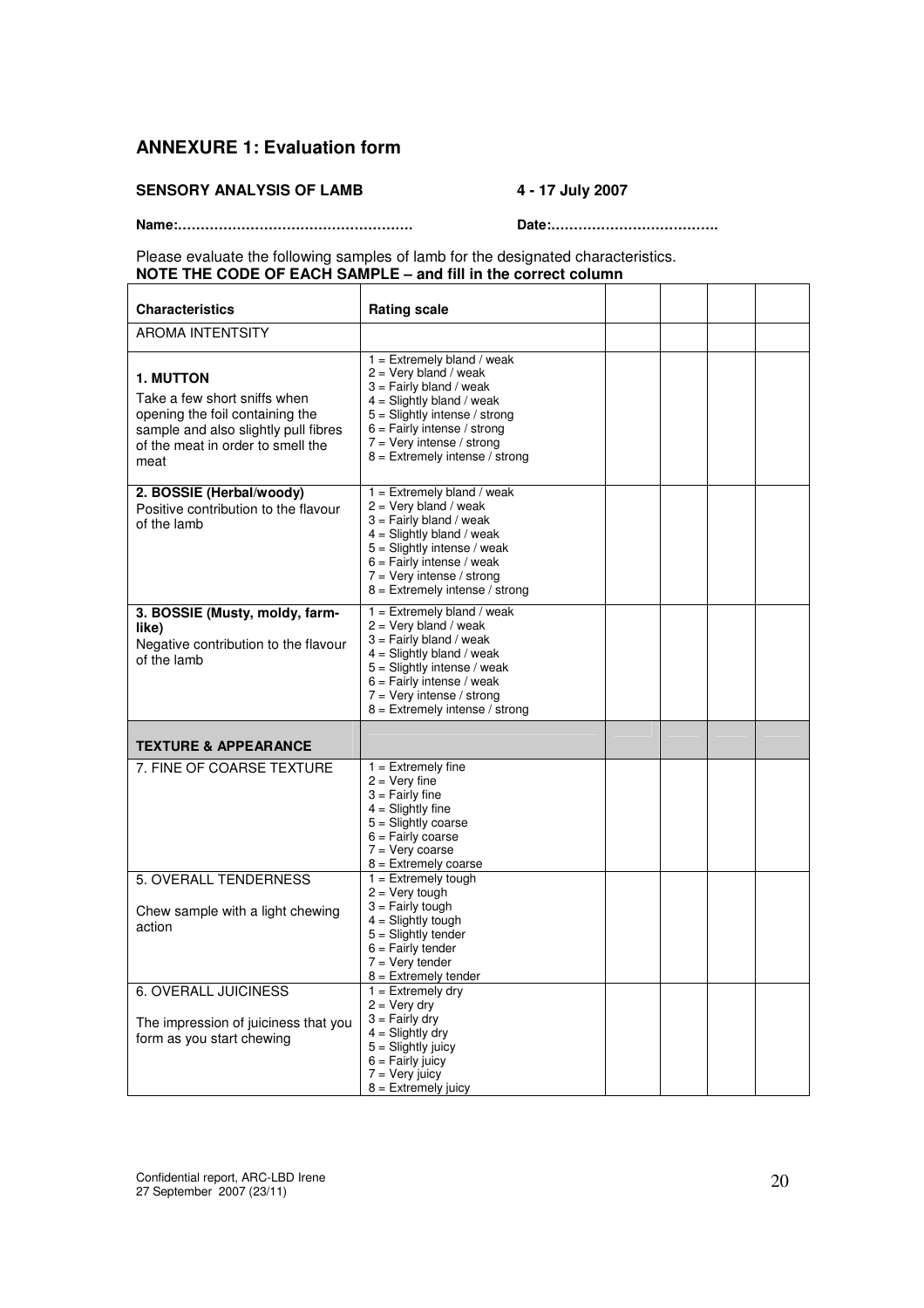## ANNEXURE 1: Evaluation form

**SENSORY ANALYSIS OF LAMB** **4 - 17 July 2007**

**Name:……………………………………………** **Date:……………………………….**

Please evaluate the following samples of lamb for the designated characteristics.
**NOTE THE CODE OF EACH SAMPLE – and fill in the correct column**

| Characteristics | Rating scale | | | | |
|---|---|---|---|---|---|
| AROMA INTENTSITY | | | | | |
| **1. MUTTON**<br>Take a few short sniffs when opening the foil containing the sample and also slightly pull fibres of the meat in order to smell the meat | 1 = Extremely bland / weak<br>2 = Very bland / weak<br>3 = Fairly bland / weak<br>4 = Slightly bland / weak<br>5 = Slightly intense / strong<br>6 = Fairly intense / strong<br>7 = Very intense / strong<br>8 = Extremely intense / strong | | | | |
| **2. BOSSIE (Herbal/woody)**<br>Positive contribution to the flavour of the lamb | 1 = Extremely bland / weak<br>2 = Very bland / weak<br>3 = Fairly bland / weak<br>4 = Slightly bland / weak<br>5 = Slightly intense / weak<br>6 = Fairly intense / weak<br>7 = Very intense / strong<br>8 = Extremely intense / strong | | | | |
| **3. BOSSIE (Musty, moldy, farm-like)**<br>Negative contribution to the flavour of the lamb | 1 = Extremely bland / weak<br>2 = Very bland / weak<br>3 = Fairly bland / weak<br>4 = Slightly bland / weak<br>5 = Slightly intense / weak<br>6 = Fairly intense / weak<br>7 = Very intense / strong<br>8 = Extremely intense / strong | | | | |
| **TEXTURE & APPEARANCE** | | | | | |
| 7. FINE OF COARSE TEXTURE | 1 = Extremely fine<br>2 = Very fine<br>3 = Fairly fine<br>4 = Slightly fine<br>5 = Slightly coarse<br>6 = Fairly coarse<br>7 = Very coarse<br>8 = Extremely coarse | | | | |
| 5. OVERALL TENDERNESS<br><br>Chew sample with a light chewing action | 1 = Extremely tough<br>2 = Very tough<br>3 = Fairly tough<br>4 = Slightly tough<br>5 = Slightly tender<br>6 = Fairly tender<br>7 = Very tender<br>8 = Extremely tender | | | | |
| 6. OVERALL JUICINESS<br><br>The impression of juiciness that you form as you start chewing | 1 = Extremely dry<br>2 = Very dry<br>3 = Fairly dry<br>4 = Slightly dry<br>5 = Slightly juicy<br>6 = Fairly juicy<br>7 = Very juicy<br>8 = Extremely juicy | | | | |

Confidential report, ARC-LBD Irene
27 September 2007 (23/11)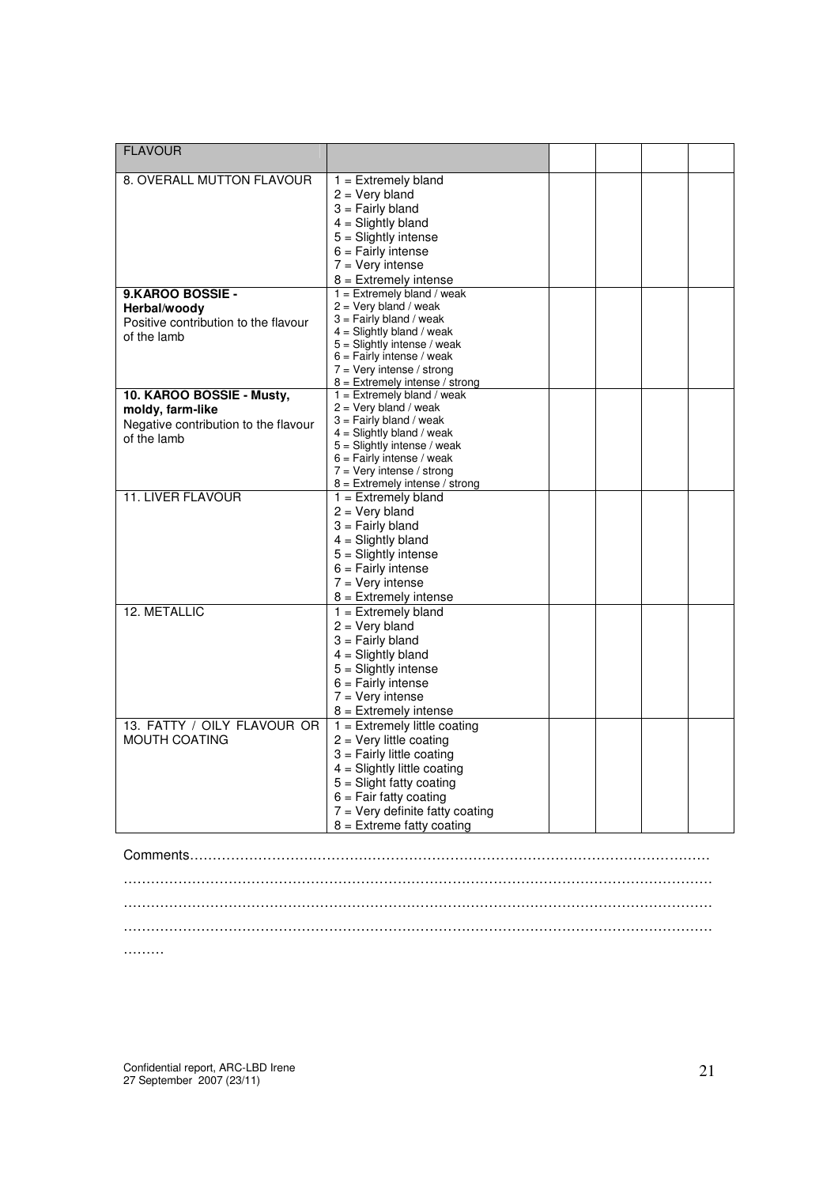| FLAVOUR | | | | | |
|---|---|---|---|---|---|
| 8. OVERALL MUTTON FLAVOUR | 1 = Extremely bland<br>2 = Very bland<br>3 = Fairly bland<br>4 = Slightly bland<br>5 = Slightly intense<br>6 = Fairly intense<br>7 = Very intense<br>8 = Extremely intense | | | | |
| **9.KAROO BOSSIE - Herbal/woody**<br>Positive contribution to the flavour of the lamb | 1 = Extremely bland / weak<br>2 = Very bland / weak<br>3 = Fairly bland / weak<br>4 = Slightly bland / weak<br>5 = Slightly intense / weak<br>6 = Fairly intense / weak<br>7 = Very intense / strong<br>8 = Extremely intense / strong | | | | |
| **10. KAROO BOSSIE - Musty, moldy, farm-like**<br>Negative contribution to the flavour of the lamb | 1 = Extremely bland / weak<br>2 = Very bland / weak<br>3 = Fairly bland / weak<br>4 = Slightly bland / weak<br>5 = Slightly intense / weak<br>6 = Fairly intense / weak<br>7 = Very intense / strong<br>8 = Extremely intense / strong | | | | |
| 11. LIVER FLAVOUR | 1 = Extremely bland<br>2 = Very bland<br>3 = Fairly bland<br>4 = Slightly bland<br>5 = Slightly intense<br>6 = Fairly intense<br>7 = Very intense<br>8 = Extremely intense | | | | |
| 12. METALLIC | 1 = Extremely bland<br>2 = Very bland<br>3 = Fairly bland<br>4 = Slightly bland<br>5 = Slightly intense<br>6 = Fairly intense<br>7 = Very intense<br>8 = Extremely intense | | | | |
| 13. FATTY / OILY FLAVOUR OR MOUTH COATING | 1 = Extremely little coating<br>2 = Very little coating<br>3 = Fairly little coating<br>4 = Slightly little coating<br>5 = Slight fatty coating<br>6 = Fair fatty coating<br>7 = Very definite fatty coating<br>8 = Extreme fatty coating | | | | |

Comments…………………………………………………………………………………………………
……………………………………………………………………………………………………………
……………………………………………………………………………………………………………
……………………………………………………………………………………………………………
………

Confidential report, ARC-LBD Irene
27 September 2007 (23/11)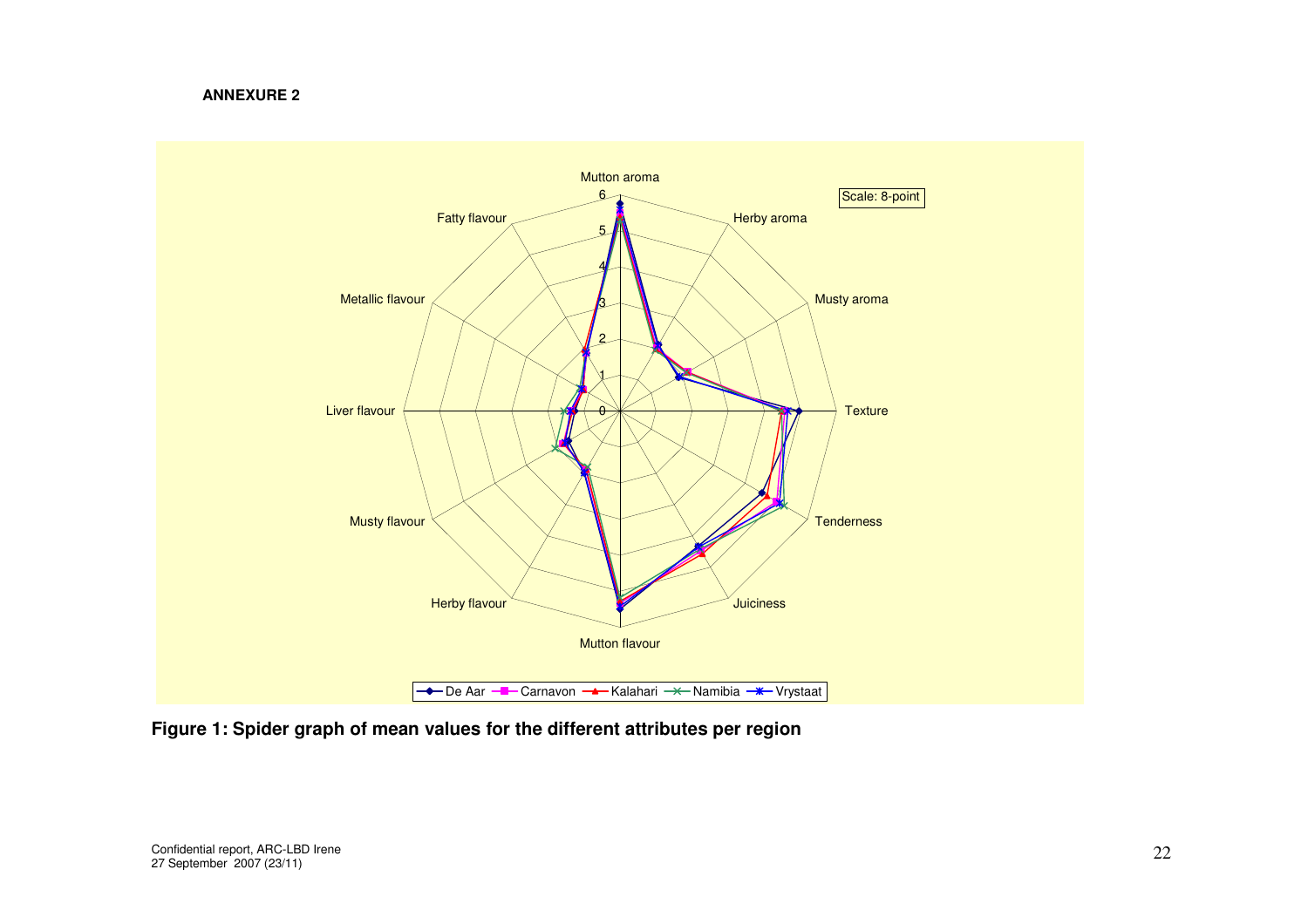**ANNEXURE 2**

Scale: 8-point

Mutton aroma

Herby aroma

Musty aroma

Texture

Tenderness

Juiciness

Mutton flavour

Herby flavour

Musty flavour

Liver flavour

Metallic flavour

Fatty flavour

6
5
4
3
2
1
0

De Aar, Carnavon, Kalahari, Namibia, Vrystaat

**Figure 1: Spider graph of mean values for the different attributes per region**

Confidential report, ARC-LBD Irene
27 September 2007 (23/11)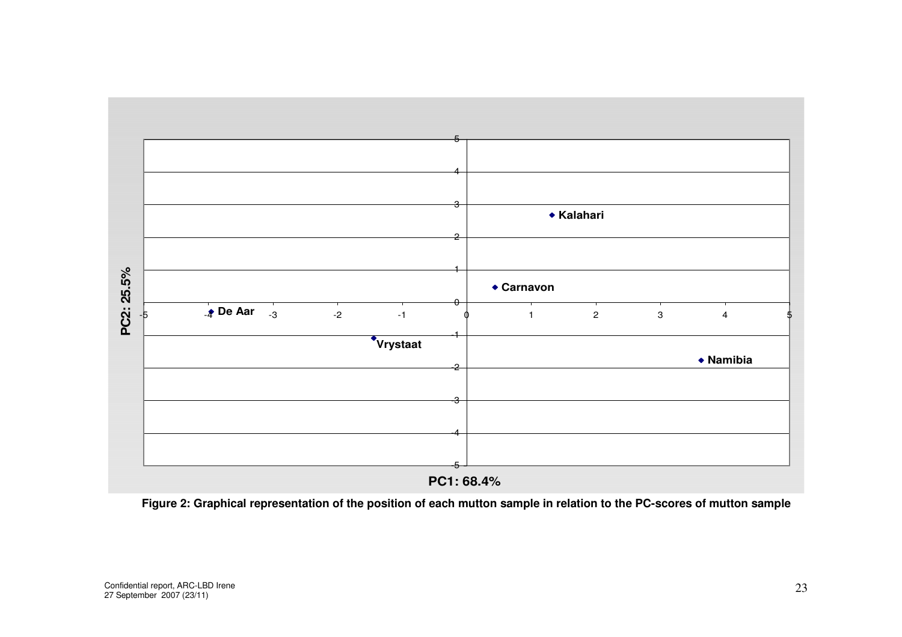5

4

3

2

1

0

-1

-2

-3

-4

-5

-5 -4 -3 -2 -1 0 1 2 3 4 5

Kalahari

Carnavon

De Aar

Vrystaat

Namibia

PC2: 25.5%

PC1: 68.4%

**Figure 2: Graphical representation of the position of each mutton sample in relation to the PC-scores of mutton sample**

Confidential report, ARC-LBD Irene
27 September 2007 (23/11)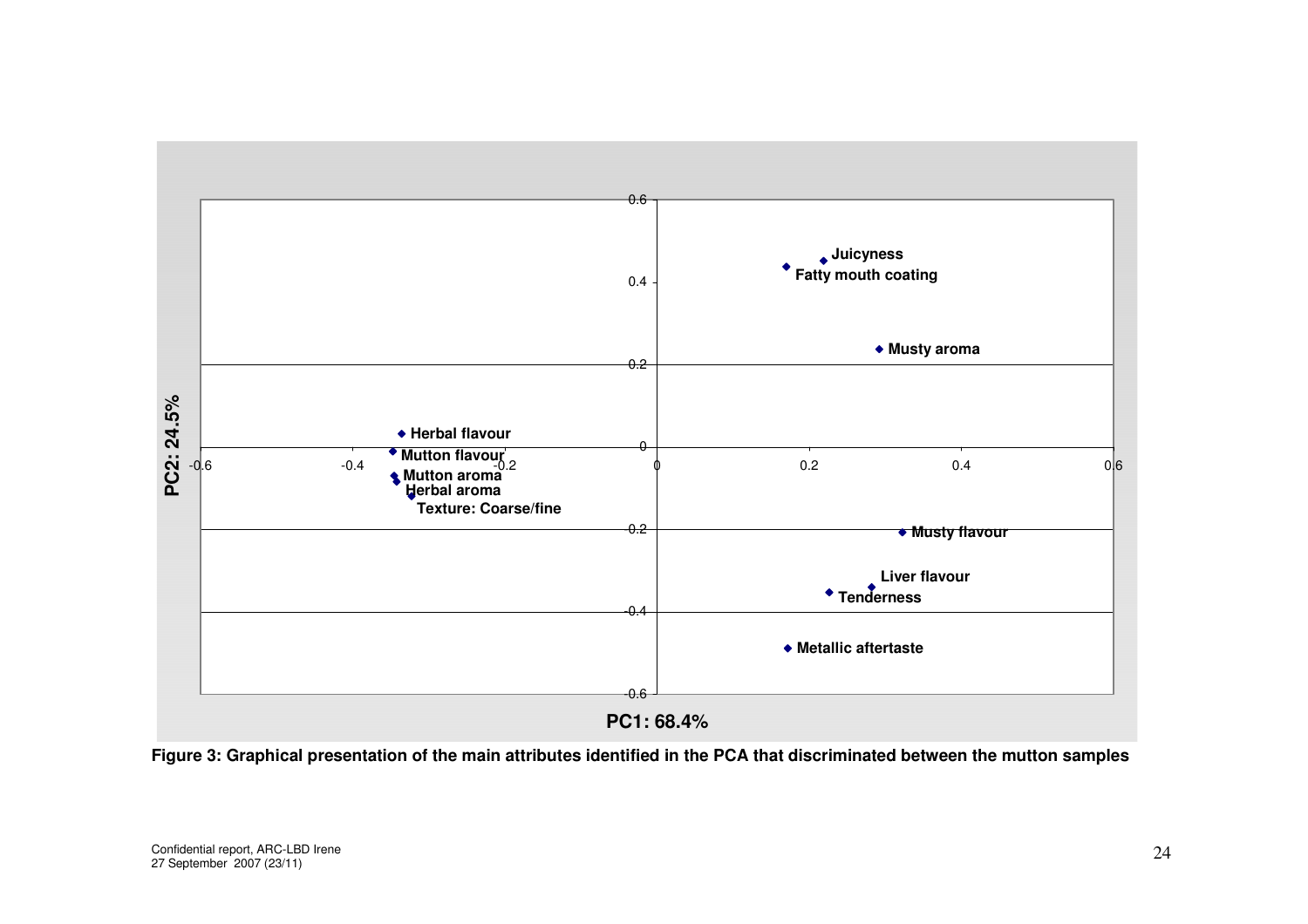PC2: 24.5%

0.6
0.4
0.2
0
-0.2
-0.4
-0.6

-0.6
-0.4
-0.2
0
0.2
0.4
0.6

Juicyness
Fatty mouth coating
Musty aroma
Herbal flavour
Mutton flavour
Mutton aroma
Herbal aroma
Texture: Coarse/fine
Musty flavour
Liver flavour
Tenderness
Metallic aftertaste

PC1: 68.4%

**Figure 3: Graphical presentation of the main attributes identified in the PCA that discriminated between the mutton samples**

Confidential report, ARC-LBD Irene
27 September 2007 (23/11)